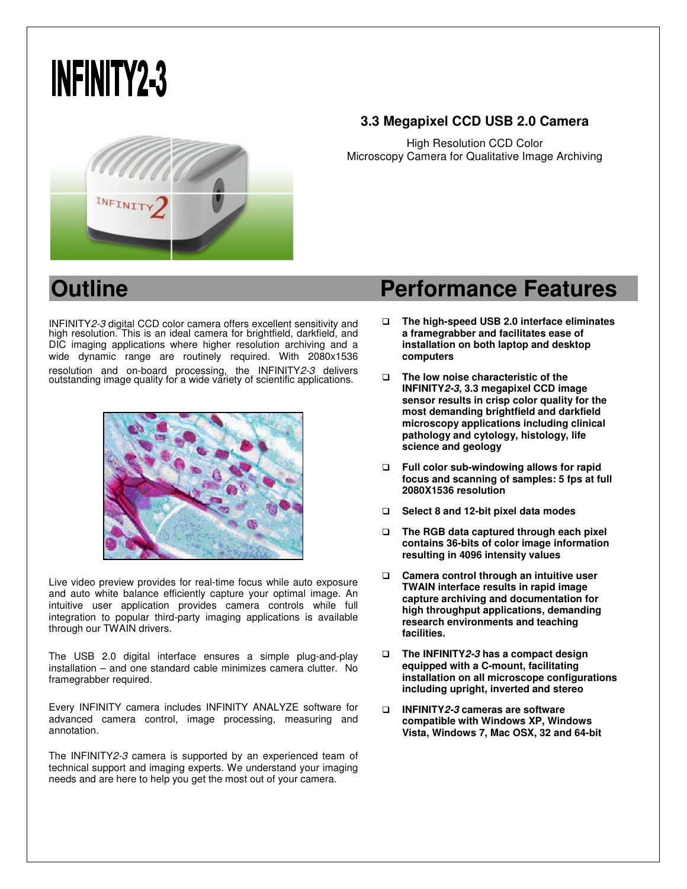# INFINITY2-3

### 3.3 Megapixel CCD USB 2.0 Camera

High Resolution CCD Color
Microscopy Camera for Qualitative Image Archiving

## Outline

INFINITY*2-3* digital CCD color camera offers excellent sensitivity and high resolution. This is an ideal camera for brightfield, darkfield, and DIC imaging applications where higher resolution archiving and a wide dynamic range are routinely required. With 2080x1536 resolution and on-board processing, the INFINITY*2-3* delivers outstanding image quality for a wide variety of scientific applications.

Live video preview provides for real-time focus while auto exposure and auto white balance efficiently capture your optimal image. An intuitive user application provides camera controls while full integration to popular third-party imaging applications is available through our TWAIN drivers.

The USB 2.0 digital interface ensures a simple plug-and-play installation – and one standard cable minimizes camera clutter. No framegrabber required.

Every INFINITY camera includes INFINITY ANALYZE software for advanced camera control, image processing, measuring and annotation.

The INFINITY*2-3* camera is supported by an experienced team of technical support and imaging experts. We understand your imaging needs and are here to help you get the most out of your camera.

## Performance Features

- **The high-speed USB 2.0 interface eliminates a framegrabber and facilitates ease of installation on both laptop and desktop computers**
- **The low noise characteristic of the INFINITY*2-3*, 3.3 megapixel CCD image sensor results in crisp color quality for the most demanding brightfield and darkfield microscopy applications including clinical pathology and cytology, histology, life science and geology**
- **Full color sub-windowing allows for rapid focus and scanning of samples: 5 fps at full 2080X1536 resolution**
- **Select 8 and 12-bit pixel data modes**
- **The RGB data captured through each pixel contains 36-bits of color image information resulting in 4096 intensity values**
- **Camera control through an intuitive user TWAIN interface results in rapid image capture archiving and documentation for high throughput applications, demanding research environments and teaching facilities.**
- **The INFINITY*2-3* has a compact design equipped with a C-mount, facilitating installation on all microscope configurations including upright, inverted and stereo**
- **INFINITY*2-3* cameras are software compatible with Windows XP, Windows Vista, Windows 7, Mac OSX, 32 and 64-bit**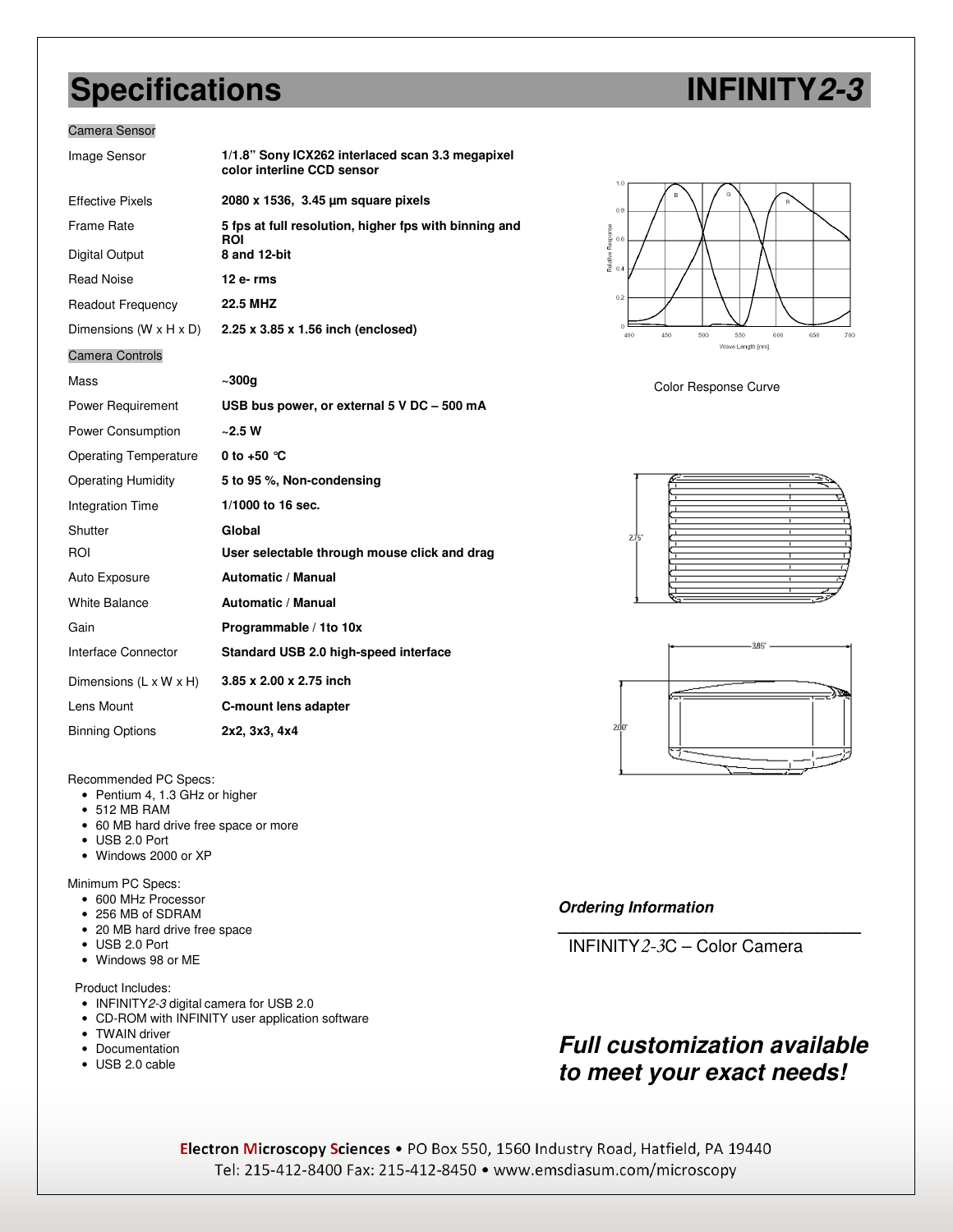# Specifications INFINITY*2-3*

## Camera Sensor

| | |
|---|---|
| Image Sensor | **1/1.8" Sony ICX262 interlaced scan 3.3 megapixel color interline CCD sensor** |
| Effective Pixels | **2080 x 1536, 3.45 µm square pixels** |
| Frame Rate | **5 fps at full resolution, higher fps with binning and ROI** |
| Digital Output | **8 and 12-bit** |
| Read Noise | **12 e- rms** |
| Readout Frequency | **22.5 MHZ** |
| Dimensions (W x H x D) | **2.25 x 3.85 x 1.56 inch (enclosed)** |

## Camera Controls

| | |
|---|---|
| Mass | **~300g** |
| Power Requirement | **USB bus power, or external 5 V DC – 500 mA** |
| Power Consumption | **~2.5 W** |
| Operating Temperature | **0 to +50 °C** |
| Operating Humidity | **5 to 95 %, Non-condensing** |
| Integration Time | **1/1000 to 16 sec.** |
| Shutter | **Global** |
| ROI | **User selectable through mouse click and drag** |
| Auto Exposure | **Automatic / Manual** |
| White Balance | **Automatic / Manual** |
| Gain | **Programmable / 1to 10x** |
| Interface Connector | **Standard USB 2.0 high-speed interface** |
| Dimensions (L x W x H) | **3.85 x 2.00 x 2.75 inch** |
| Lens Mount | **C-mount lens adapter** |
| Binning Options | **2x2, 3x3, 4x4** |

1.0
0.8
0.6
0.4
0.2
0
Relative Response
B G R
400 450 500 550 600 650 700
Wave Length [nm]

Color Response Curve

2.75"

3.85"

2.00"

Recommended PC Specs:

- Pentium 4, 1.3 GHz or higher
- 512 MB RAM
- 60 MB hard drive free space or more
- USB 2.0 Port
- Windows 2000 or XP

Minimum PC Specs:

- 600 MHz Processor
- 256 MB of SDRAM
- 20 MB hard drive free space
- USB 2.0 Port
- Windows 98 or ME

Product Includes:

- INFINITY*2-3* digital camera for USB 2.0
- CD-ROM with INFINITY user application software
- TWAIN driver
- Documentation
- USB 2.0 cable

***Ordering Information***

INFINITY*2-3*C – Color Camera

***Full customization available to meet your exact needs!***

**Electron Microscopy Sciences** • PO Box 550, 1560 Industry Road, Hatfield, PA 19440
Tel: 215-412-8400 Fax: 215-412-8450 • www.emsdiasum.com/microscopy